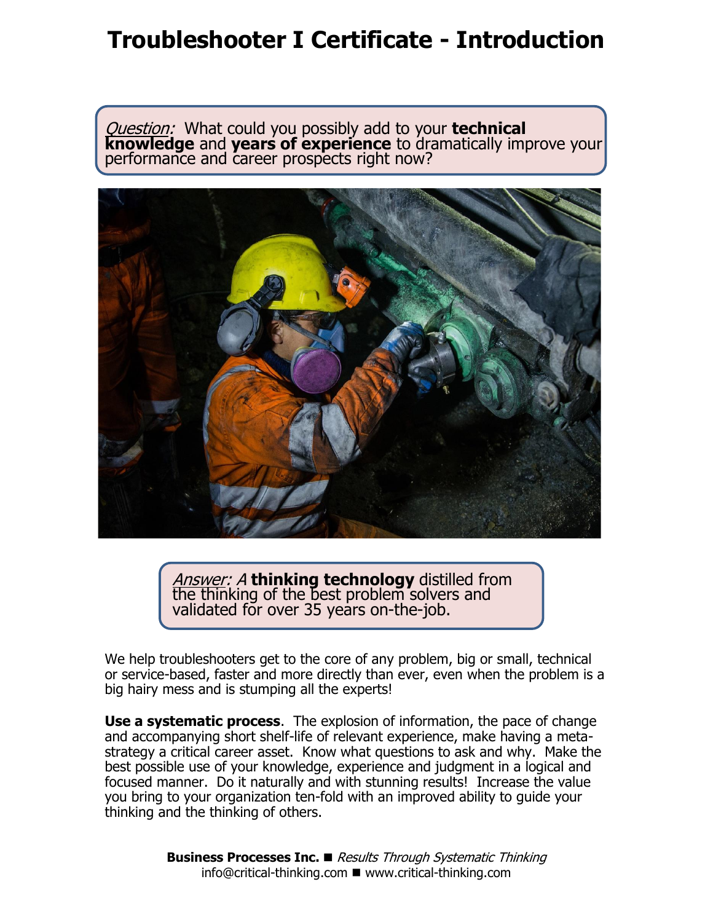# Troubleshooter I Certificate - Introduction

*Question:* What could you possibly add to your **technical knowledge** and **years of experience** to dramatically improve your performance and career prospects right now?

*Answer: A* **thinking technology** distilled from the thinking of the best problem solvers and validated for over 35 years on-the-job.

We help troubleshooters get to the core of any problem, big or small, technical or service-based, faster and more directly than ever, even when the problem is a big hairy mess and is stumping all the experts!

**Use a systematic process**. The explosion of information, the pace of change and accompanying short shelf-life of relevant experience, make having a meta-strategy a critical career asset. Know what questions to ask and why. Make the best possible use of your knowledge, experience and judgment in a logical and focused manner. Do it naturally and with stunning results! Increase the value you bring to your organization ten-fold with an improved ability to guide your thinking and the thinking of others.

**Business Processes Inc.** ■ *Results Through Systematic Thinking*
info@critical-thinking.com ■ www.critical-thinking.com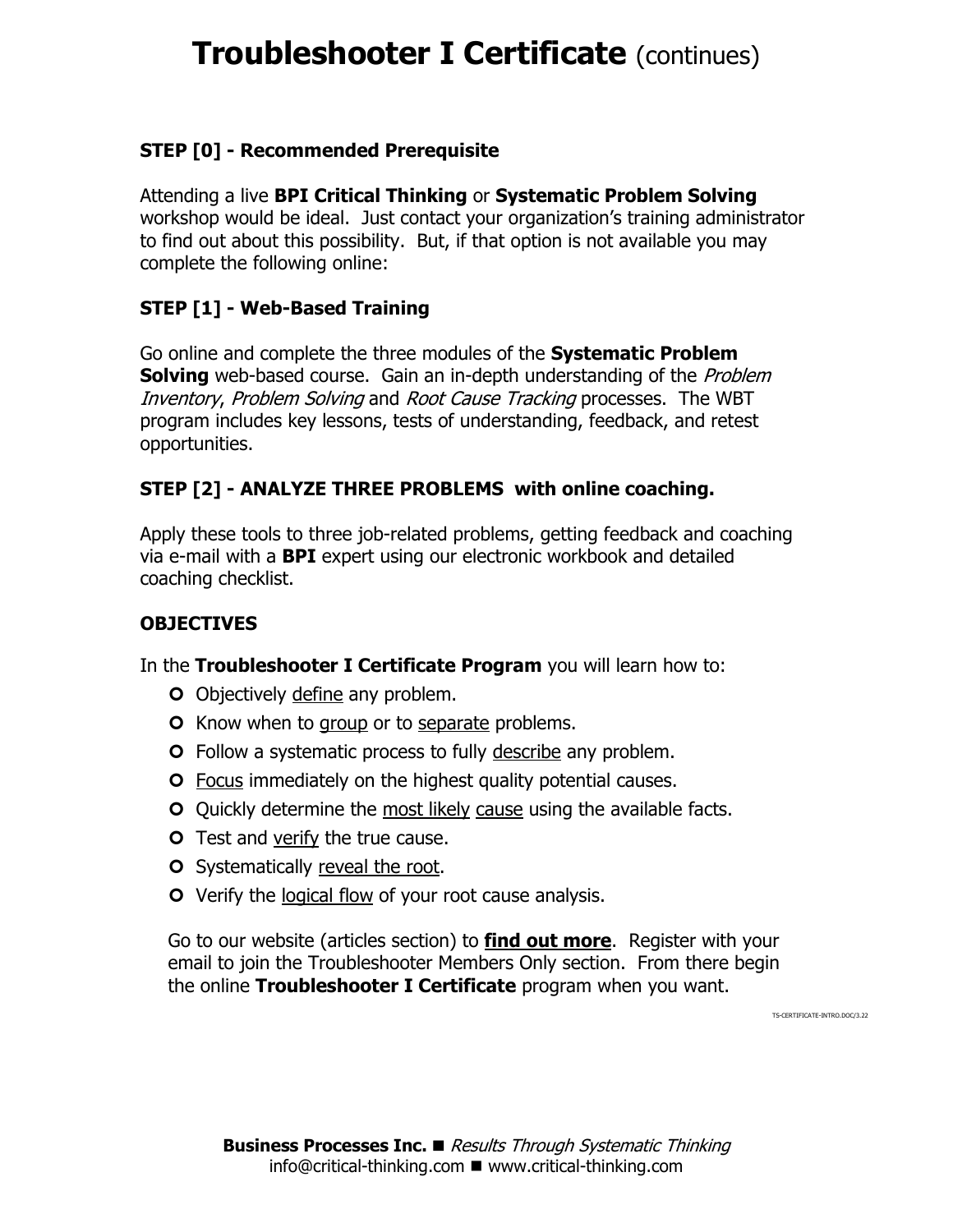# Troubleshooter I Certificate (continues)

### STEP [0] - Recommended Prerequisite

Attending a live **BPI Critical Thinking** or **Systematic Problem Solving** workshop would be ideal. Just contact your organization's training administrator to find out about this possibility. But, if that option is not available you may complete the following online:

### STEP [1] - Web-Based Training

Go online and complete the three modules of the **Systematic Problem Solving** web-based course. Gain an in-depth understanding of the *Problem Inventory*, *Problem Solving* and *Root Cause Tracking* processes. The WBT program includes key lessons, tests of understanding, feedback, and retest opportunities.

### STEP [2] - ANALYZE THREE PROBLEMS with online coaching.

Apply these tools to three job-related problems, getting feedback and coaching via e-mail with a **BPI** expert using our electronic workbook and detailed coaching checklist.

### OBJECTIVES

In the **Troubleshooter I Certificate Program** you will learn how to:

- Objectively define any problem.
- Know when to group or to separate problems.
- Follow a systematic process to fully describe any problem.
- Focus immediately on the highest quality potential causes.
- Quickly determine the most likely cause using the available facts.
- Test and verify the true cause.
- Systematically reveal the root.
- Verify the logical flow of your root cause analysis.

Go to our website (articles section) to **find out more**. Register with your email to join the Troubleshooter Members Only section. From there begin the online **Troubleshooter I Certificate** program when you want.

TS-CERTIFICATE-INTRO.DOC/3.22

**Business Processes Inc.** ■ *Results Through Systematic Thinking*
info@critical-thinking.com ■ www.critical-thinking.com